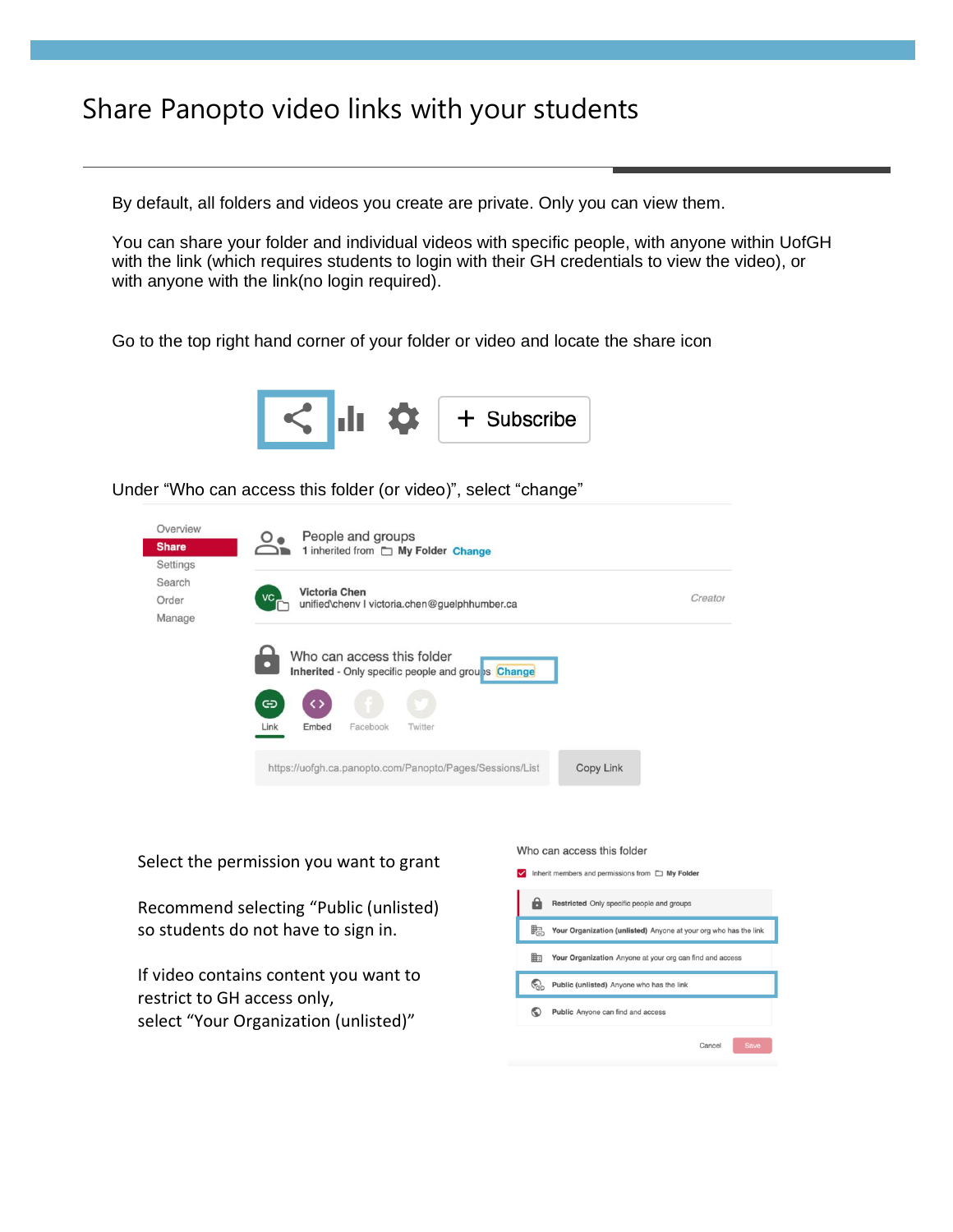# Share Panopto video links with your students

By default, all folders and videos you create are private. Only you can view them.

You can share your folder and individual videos with specific people, with anyone within UofGH with the link (which requires students to login with their GH credentials to view the video), or with anyone with the link(no login required).

Go to the top right hand corner of your folder or video and locate the share icon

Under "Who can access this folder (or video)", select "change"

Select the permission you want to grant

Recommend selecting "Public (unlisted) so students do not have to sign in.

If video contains content you want to restrict to GH access only, select "Your Organization (unlisted)"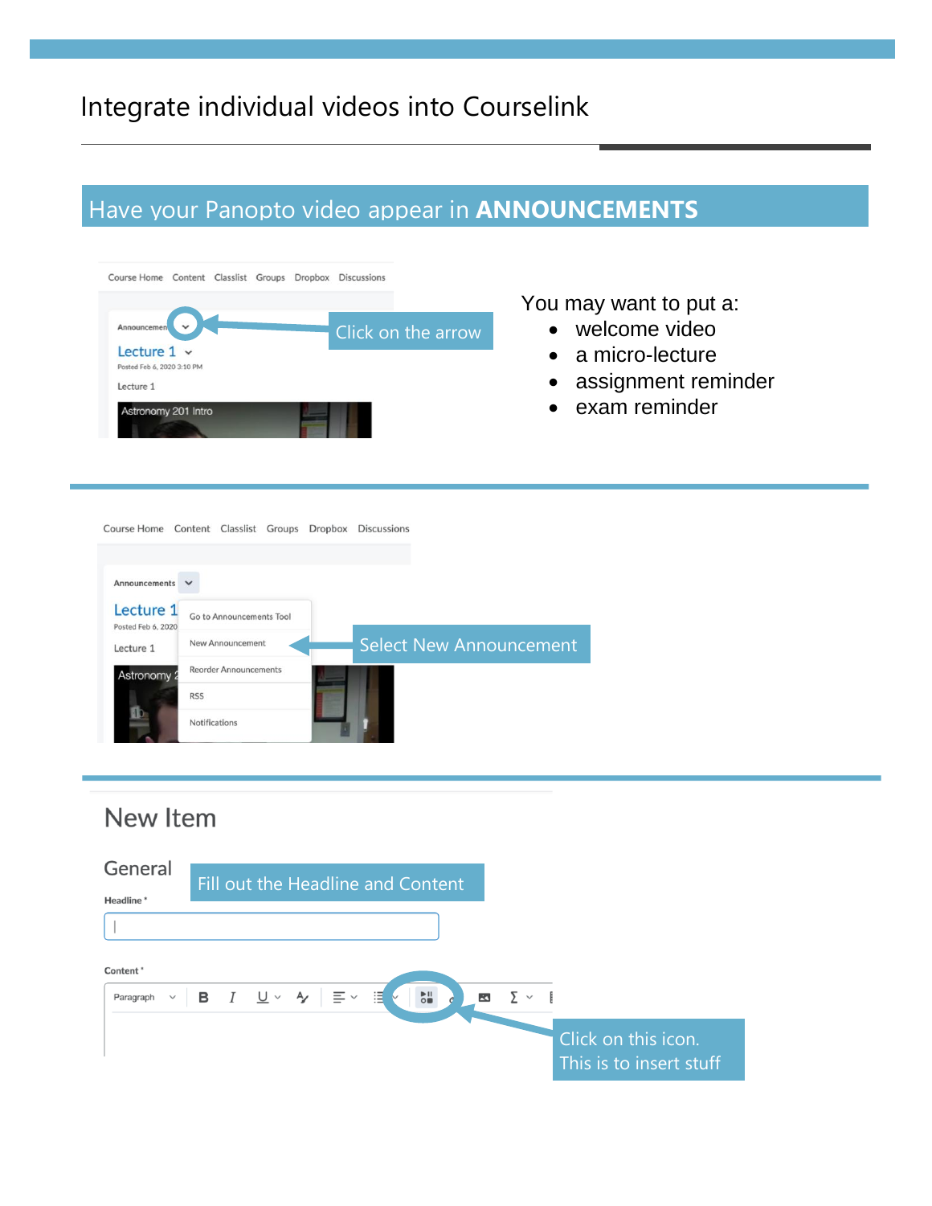# Integrate individual videos into Courselink

## Have your Panopto video appear in **ANNOUNCEMENTS**

Click on the arrow

You may want to put a:

- welcome video
- a micro-lecture
- assignment reminder
- exam reminder

Select New Announcement

Fill out the Headline and Content

Click on this icon. This is to insert stuff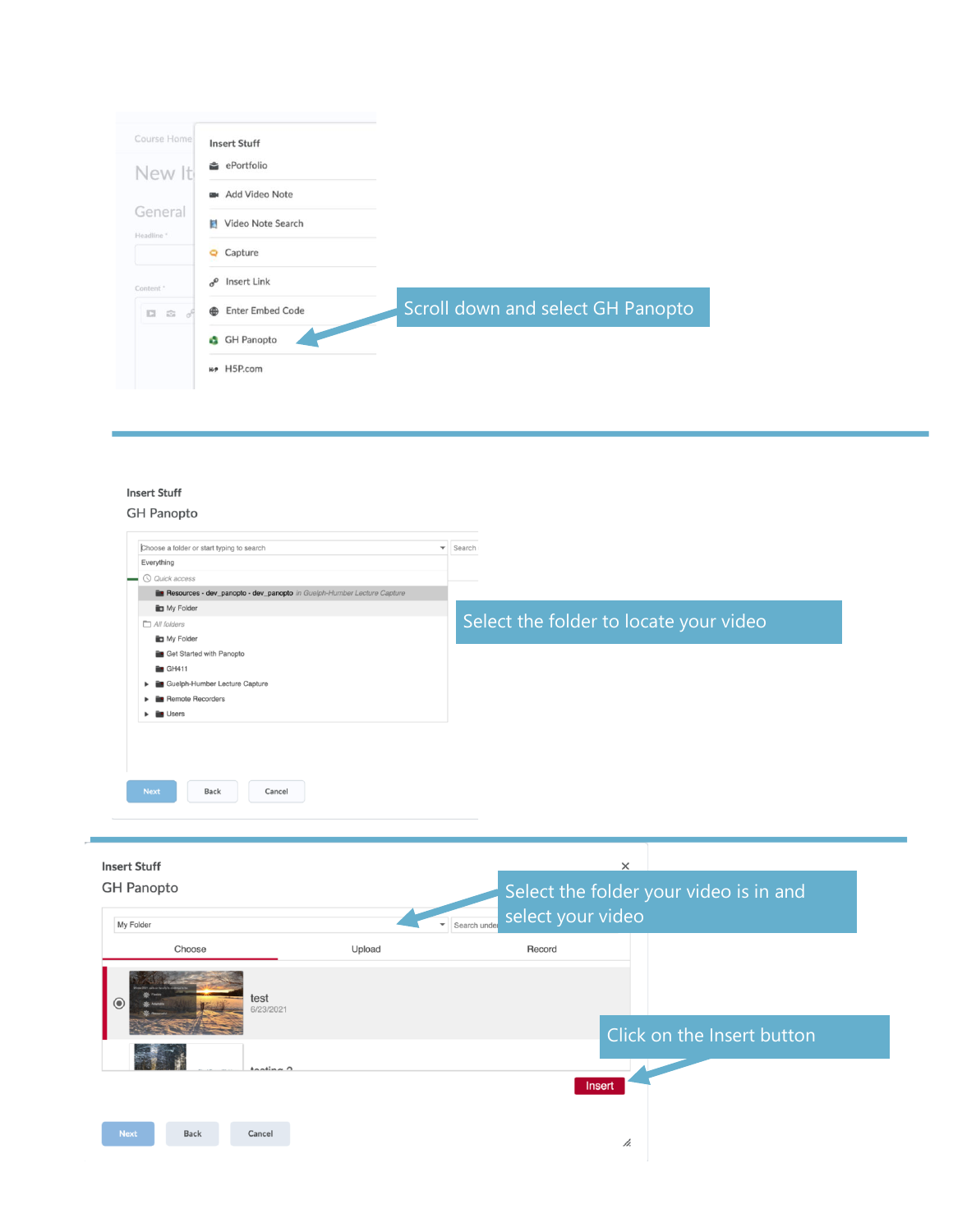Scroll down and select GH Panopto

Select the folder to locate your video

Select the folder your video is in and select your video

Click on the Insert button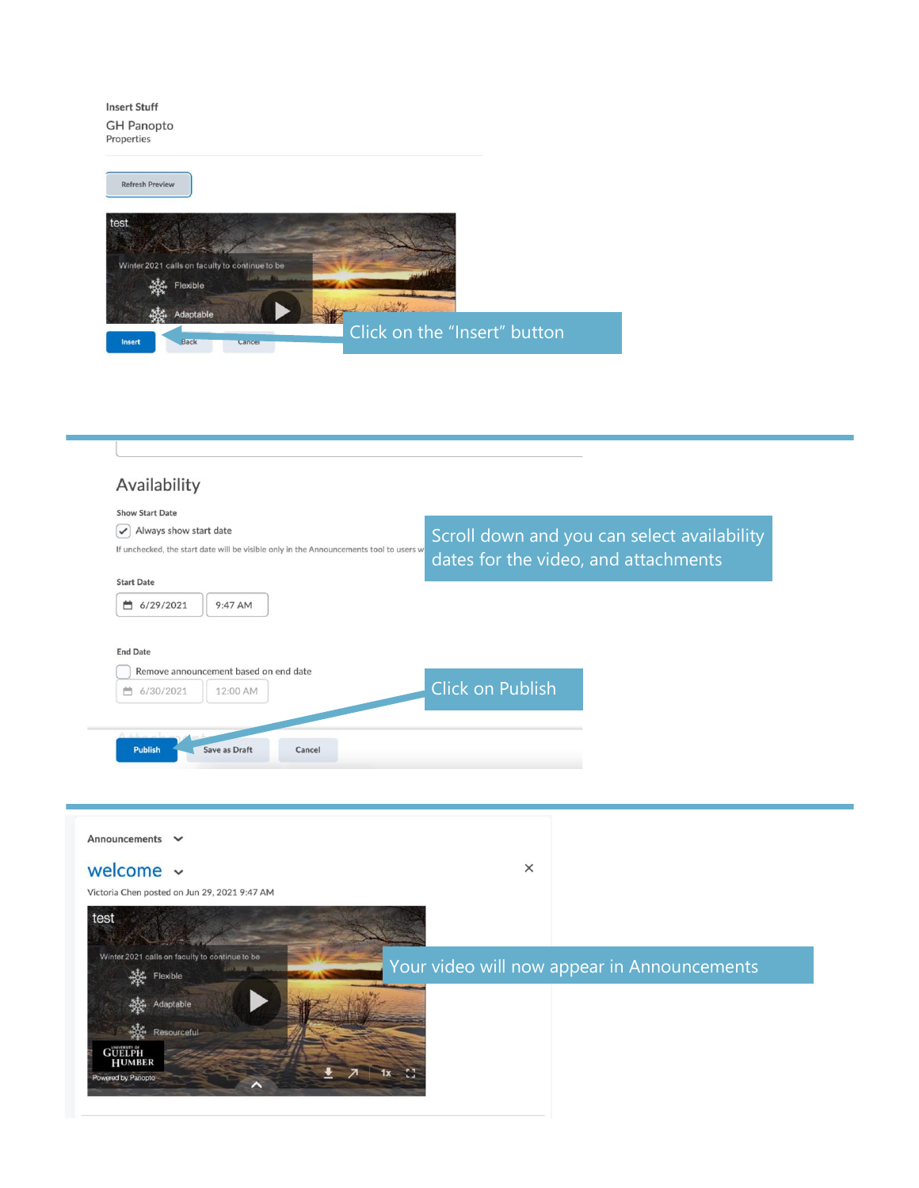Insert Stuff

GH Panopto

Properties

Refresh Preview

test

Winter 2021 calls on faculty to continue to be

Flexible

Adaptable

Insert Back Cancel

Click on the “Insert” button

---

## Availability

Show Start Date

Always show start date

If unchecked, the start date will be visible only in the Announcements tool to users w

Start Date

6/29/2021 9:47 AM

End Date

Remove announcement based on end date

6/30/2021 12:00 AM

Publish Save as Draft Cancel

Scroll down and you can select availability dates for the video, and attachments

Click on Publish

---

Announcements

welcome

Victoria Chen posted on Jun 29, 2021 9:47 AM

test

Winter 2021 calls on faculty to continue to be

Flexible

Adaptable

Resourceful

University of Guelph Humber

Powered by Panopto

Your video will now appear in Announcements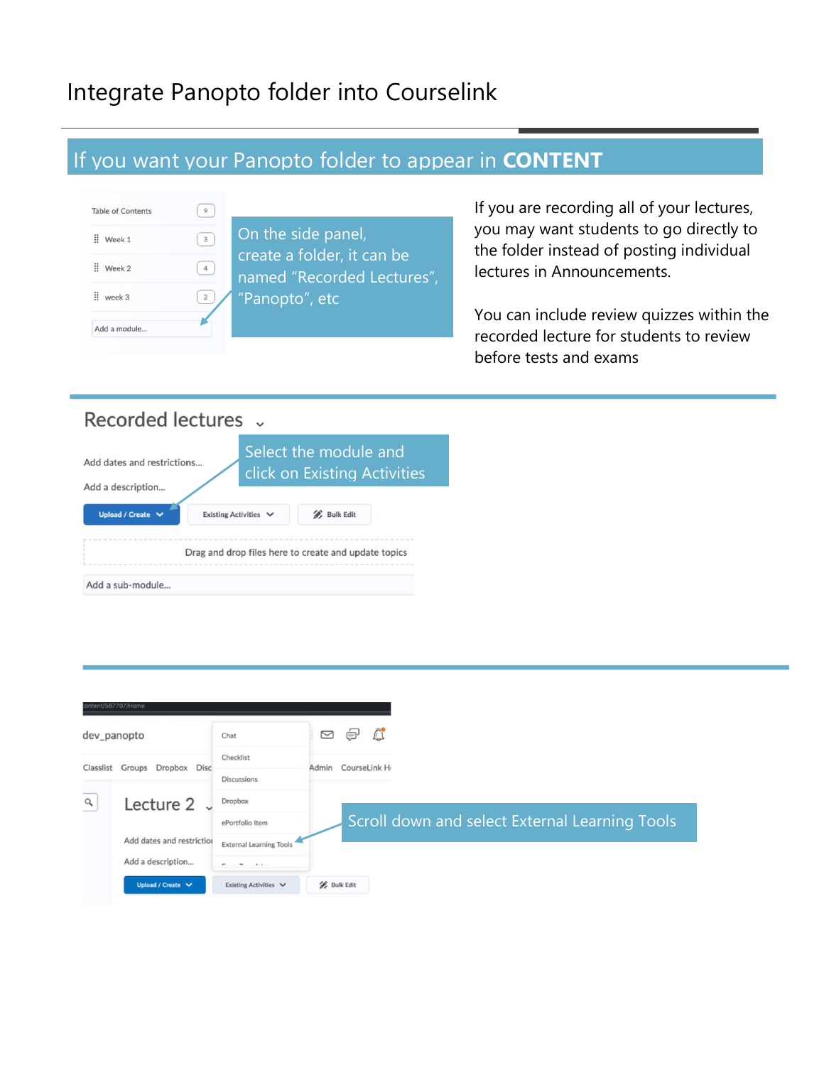# Integrate Panopto folder into Courselink

## If you want your Panopto folder to appear in **CONTENT**

On the side panel, create a folder, it can be named "Recorded Lectures", "Panopto", etc

If you are recording all of your lectures, you may want students to go directly to the folder instead of posting individual lectures in Announcements.

You can include review quizzes within the recorded lecture for students to review before tests and exams

Select the module and click on Existing Activities

Scroll down and select External Learning Tools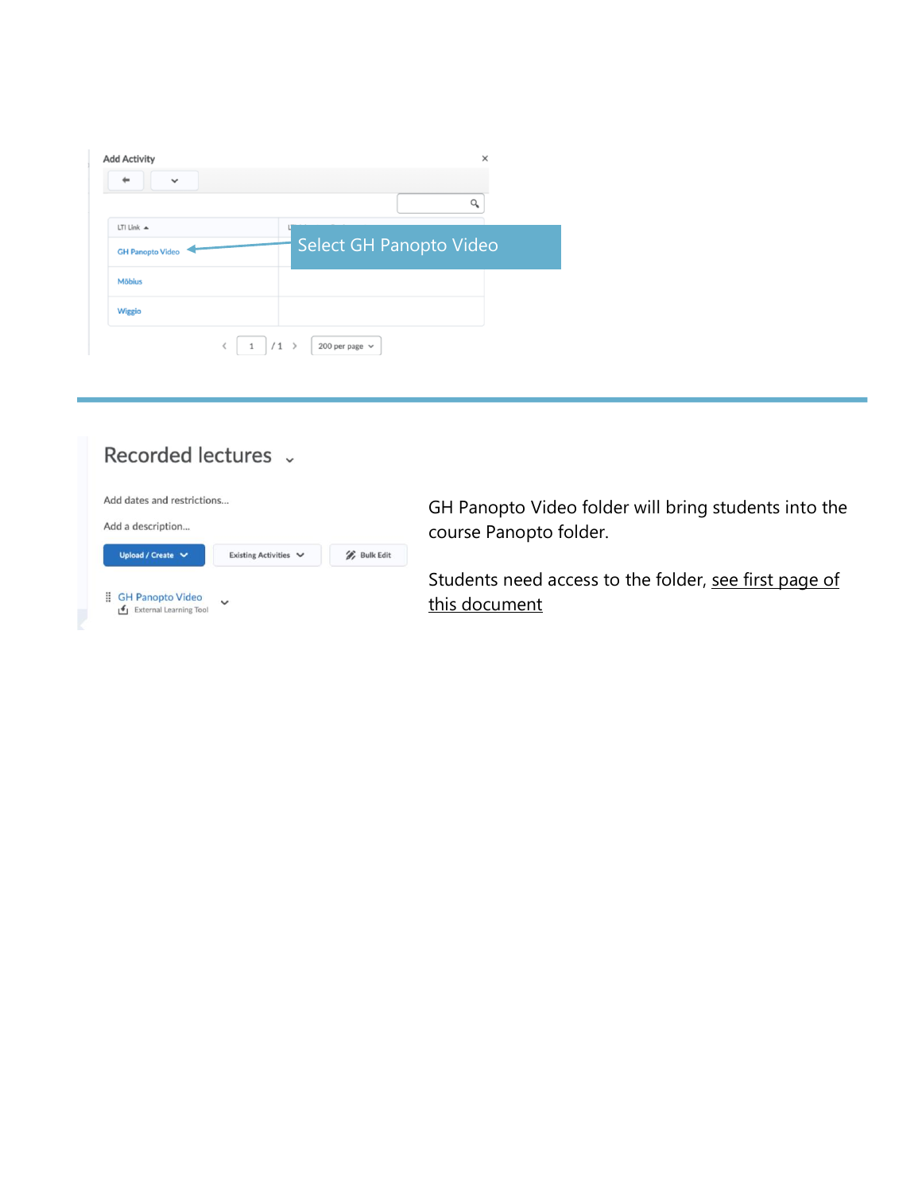Add Activity

| LTI Link | |
| --- | --- |
| GH Panopto Video | |
| Möbius | |
| Wiggio | |

1 / 1 200 per page

Select GH Panopto Video

---

Recorded lectures

Add dates and restrictions...

Add a description...

Upload / Create Existing Activities Bulk Edit

GH Panopto Video
External Learning Tool

GH Panopto Video folder will bring students into the course Panopto folder.

Students need access to the folder, see first page of this document